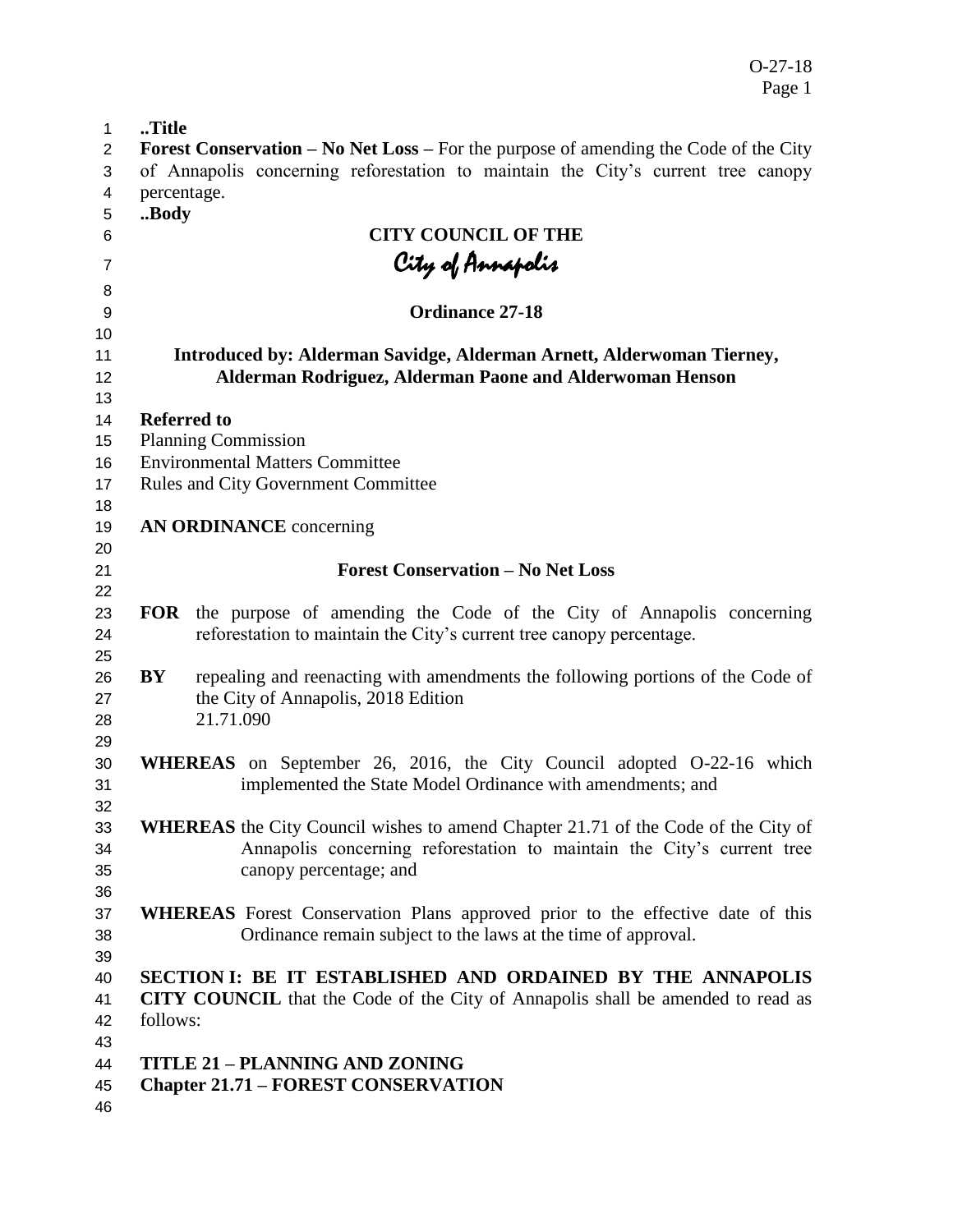..Title

**Forest Conservation – No Net Loss –** For the purpose of amending the Code of the City of Annapolis concerning reforestation to maintain the City's current tree canopy percentage.

..Body

**CITY COUNCIL OF THE**

*City of Annapolis*

**Ordinance 27-18**

**Introduced by: Alderman Savidge, Alderman Arnett, Alderwoman Tierney, Alderman Rodriguez, Alderman Paone and Alderwoman Henson**

**Referred to**
Planning Commission
Environmental Matters Committee
Rules and City Government Committee

**AN ORDINANCE** concerning

**Forest Conservation – No Net Loss**

**FOR** the purpose of amending the Code of the City of Annapolis concerning reforestation to maintain the City's current tree canopy percentage.

**BY** repealing and reenacting with amendments the following portions of the Code of the City of Annapolis, 2018 Edition
21.71.090

**WHEREAS** on September 26, 2016, the City Council adopted O-22-16 which implemented the State Model Ordinance with amendments; and

**WHEREAS** the City Council wishes to amend Chapter 21.71 of the Code of the City of Annapolis concerning reforestation to maintain the City's current tree canopy percentage; and

**WHEREAS** Forest Conservation Plans approved prior to the effective date of this Ordinance remain subject to the laws at the time of approval.

**SECTION I: BE IT ESTABLISHED AND ORDAINED BY THE ANNAPOLIS CITY COUNCIL** that the Code of the City of Annapolis shall be amended to read as follows:

**TITLE 21 – PLANNING AND ZONING**
**Chapter 21.71 – FOREST CONSERVATION**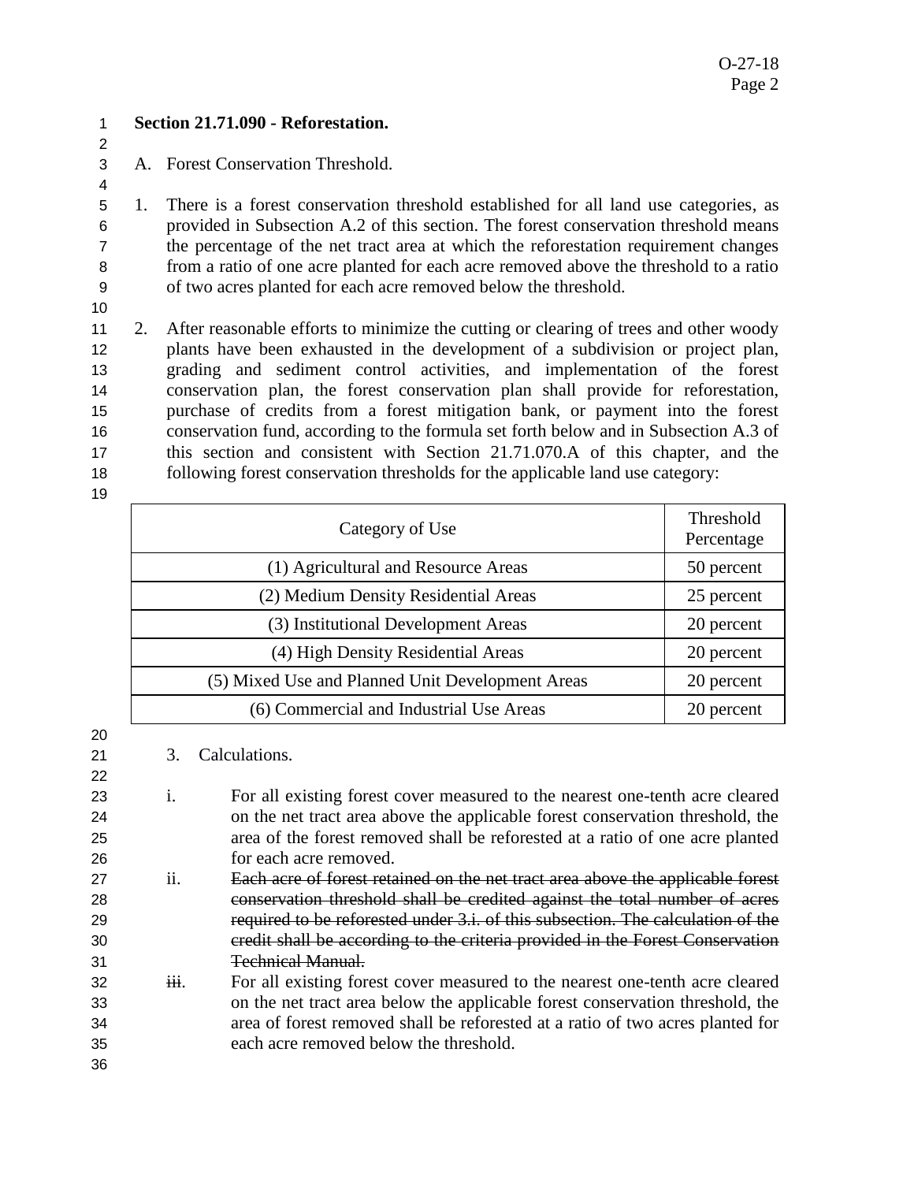**Section 21.71.090 - Reforestation.**

A. Forest Conservation Threshold.

1. There is a forest conservation threshold established for all land use categories, as provided in Subsection A.2 of this section. The forest conservation threshold means the percentage of the net tract area at which the reforestation requirement changes from a ratio of one acre planted for each acre removed above the threshold to a ratio of two acres planted for each acre removed below the threshold.

2. After reasonable efforts to minimize the cutting or clearing of trees and other woody plants have been exhausted in the development of a subdivision or project plan, grading and sediment control activities, and implementation of the forest conservation plan, the forest conservation plan shall provide for reforestation, purchase of credits from a forest mitigation bank, or payment into the forest conservation fund, according to the formula set forth below and in Subsection A.3 of this section and consistent with Section 21.71.070.A of this chapter, and the following forest conservation thresholds for the applicable land use category:

| Category of Use | Threshold Percentage |
|---|---|
| (1) Agricultural and Resource Areas | 50 percent |
| (2) Medium Density Residential Areas | 25 percent |
| (3) Institutional Development Areas | 20 percent |
| (4) High Density Residential Areas | 20 percent |
| (5) Mixed Use and Planned Unit Development Areas | 20 percent |
| (6) Commercial and Industrial Use Areas | 20 percent |

3. Calculations.

i. For all existing forest cover measured to the nearest one-tenth acre cleared on the net tract area above the applicable forest conservation threshold, the area of the forest removed shall be reforested at a ratio of one acre planted for each acre removed.

ii. ~~Each acre of forest retained on the net tract area above the applicable forest conservation threshold shall be credited against the total number of acres required to be reforested under 3.i. of this subsection. The calculation of the credit shall be according to the criteria provided in the Forest Conservation Technical Manual.~~

i~~ii~~. For all existing forest cover measured to the nearest one-tenth acre cleared on the net tract area below the applicable forest conservation threshold, the area of forest removed shall be reforested at a ratio of two acres planted for each acre removed below the threshold.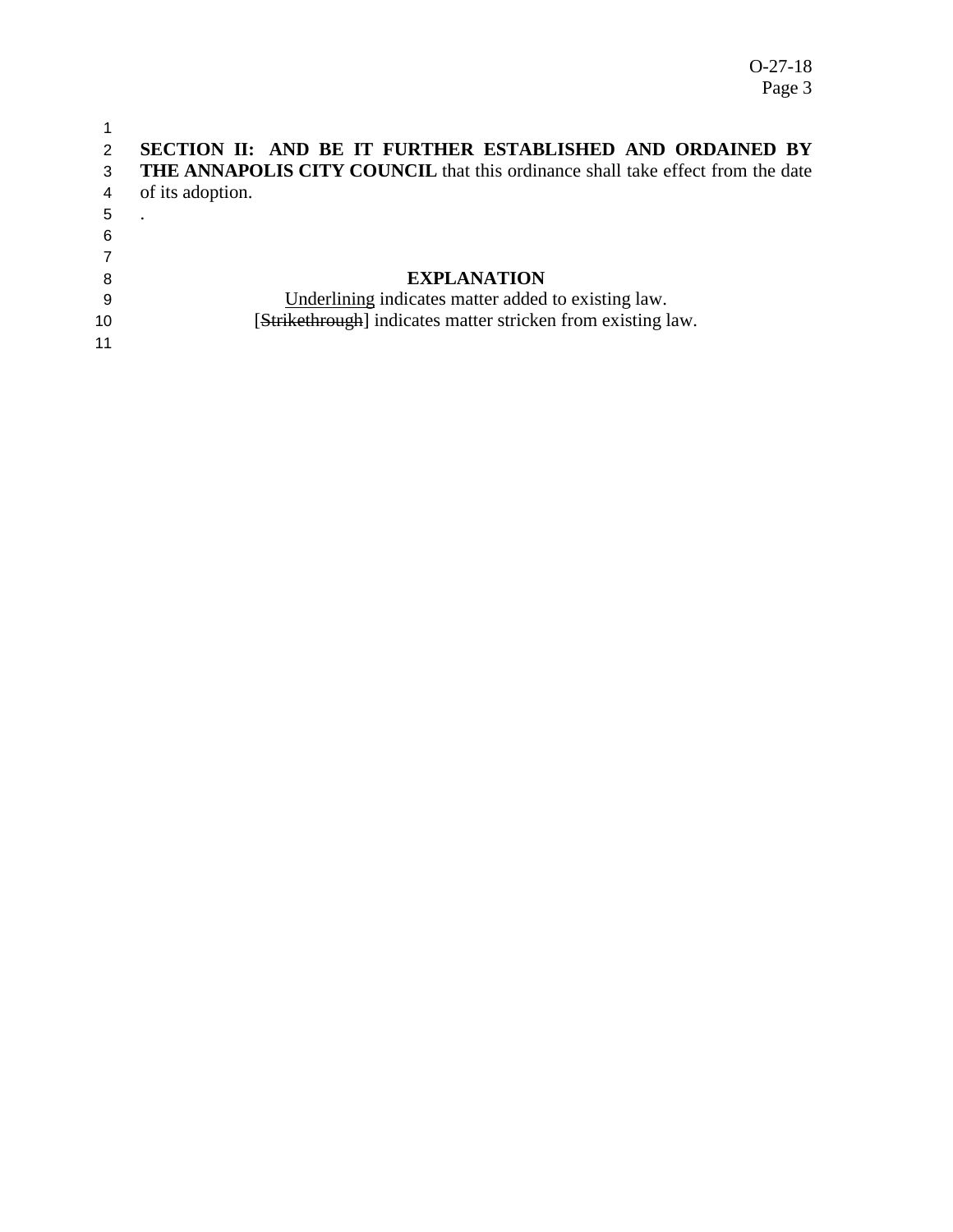**SECTION II: AND BE IT FURTHER ESTABLISHED AND ORDAINED BY THE ANNAPOLIS CITY COUNCIL** that this ordinance shall take effect from the date of its adoption.

.

**EXPLANATION**

Underlining indicates matter added to existing law.

[~~Strikethrough~~] indicates matter stricken from existing law.